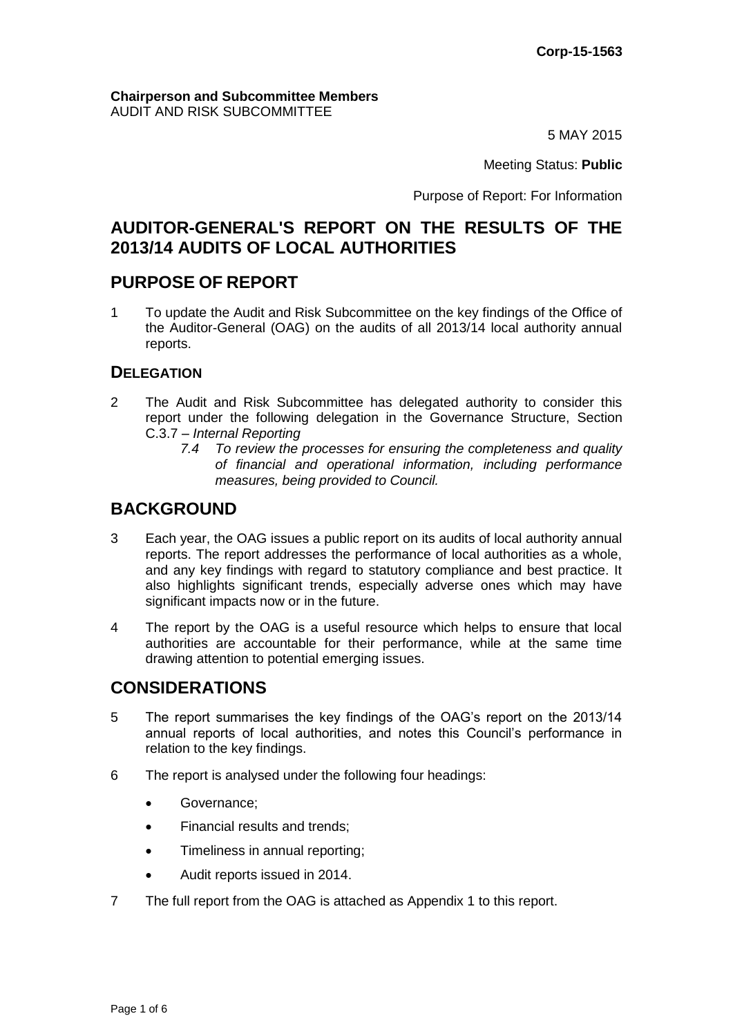**Corp-15-1563**

**Chairperson and Subcommittee Members**
AUDIT AND RISK SUBCOMMITTEE

5 MAY 2015

Meeting Status: **Public**

Purpose of Report: For Information

# AUDITOR-GENERAL'S REPORT ON THE RESULTS OF THE 2013/14 AUDITS OF LOCAL AUTHORITIES

## PURPOSE OF REPORT

1 To update the Audit and Risk Subcommittee on the key findings of the Office of the Auditor-General (OAG) on the audits of all 2013/14 local authority annual reports.

### DELEGATION

2 The Audit and Risk Subcommittee has delegated authority to consider this report under the following delegation in the Governance Structure, Section C.3.7 – *Internal Reporting*

> *7.4 To review the processes for ensuring the completeness and quality of financial and operational information, including performance measures, being provided to Council.*

## BACKGROUND

3 Each year, the OAG issues a public report on its audits of local authority annual reports. The report addresses the performance of local authorities as a whole, and any key findings with regard to statutory compliance and best practice. It also highlights significant trends, especially adverse ones which may have significant impacts now or in the future.

4 The report by the OAG is a useful resource which helps to ensure that local authorities are accountable for their performance, while at the same time drawing attention to potential emerging issues.

## CONSIDERATIONS

5 The report summarises the key findings of the OAG's report on the 2013/14 annual reports of local authorities, and notes this Council's performance in relation to the key findings.

6 The report is analysed under the following four headings:

- Governance;
- Financial results and trends;
- Timeliness in annual reporting;
- Audit reports issued in 2014.

7 The full report from the OAG is attached as Appendix 1 to this report.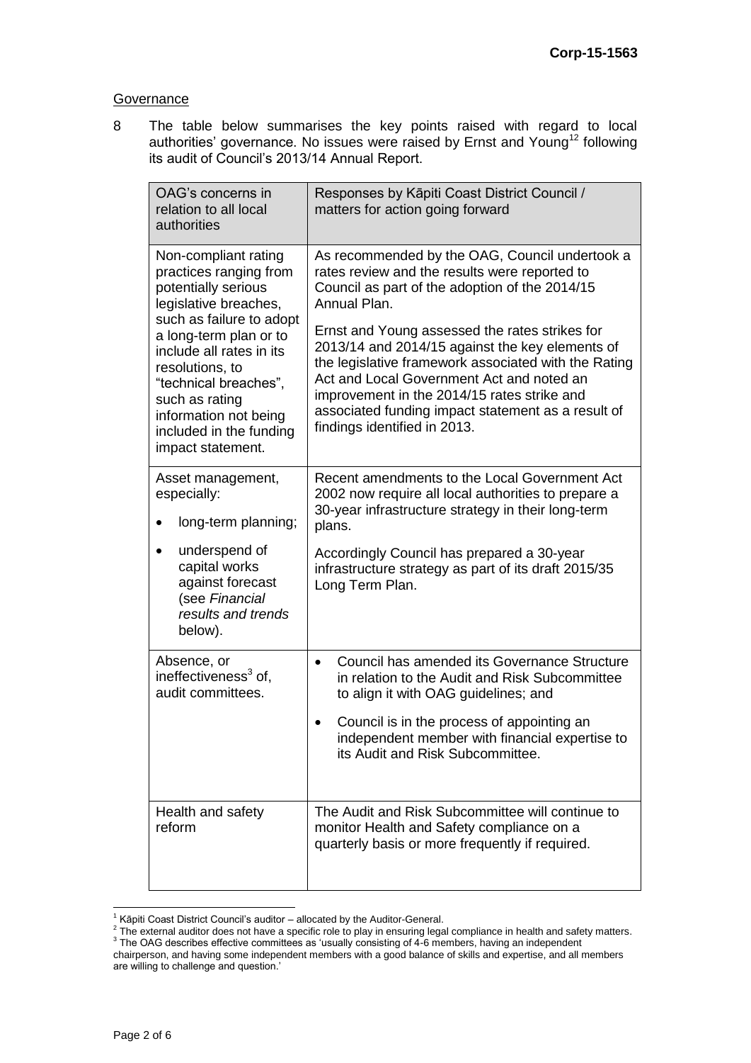## Governance

8 The table below summarises the key points raised with regard to local authorities' governance. No issues were raised by Ernst and Young[1,2] following its audit of Council's 2013/14 Annual Report.

| OAG's concerns in relation to all local authorities | Responses by Kāpiti Coast District Council / matters for action going forward |
|---|---|
| Non-compliant rating practices ranging from potentially serious legislative breaches, such as failure to adopt a long-term plan or to include all rates in its resolutions, to "technical breaches", such as rating information not being included in the funding impact statement. | As recommended by the OAG, Council undertook a rates review and the results were reported to Council as part of the adoption of the 2014/15 Annual Plan.<br><br>Ernst and Young assessed the rates strikes for 2013/14 and 2014/15 against the key elements of the legislative framework associated with the Rating Act and Local Government Act and noted an improvement in the 2014/15 rates strike and associated funding impact statement as a result of findings identified in 2013. |
| Asset management, especially:<br>• long-term planning;<br>• underspend of capital works against forecast (see *Financial results and trends* below). | Recent amendments to the Local Government Act 2002 now require all local authorities to prepare a 30-year infrastructure strategy in their long-term plans.<br><br>Accordingly Council has prepared a 30-year infrastructure strategy as part of its draft 2015/35 Long Term Plan. |
| Absence, or ineffectiveness[3] of, audit committees. | • Council has amended its Governance Structure in relation to the Audit and Risk Subcommittee to align it with OAG guidelines; and<br>• Council is in the process of appointing an independent member with financial expertise to its Audit and Risk Subcommittee. |
| Health and safety reform | The Audit and Risk Subcommittee will continue to monitor Health and Safety compliance on a quarterly basis or more frequently if required. |

[1] Kāpiti Coast District Council's auditor – allocated by the Auditor-General.
[2] The external auditor does not have a specific role to play in ensuring legal compliance in health and safety matters.
[3] The OAG describes effective committees as 'usually consisting of 4-6 members, having an independent chairperson, and having some independent members with a good balance of skills and expertise, and all members are willing to challenge and question.'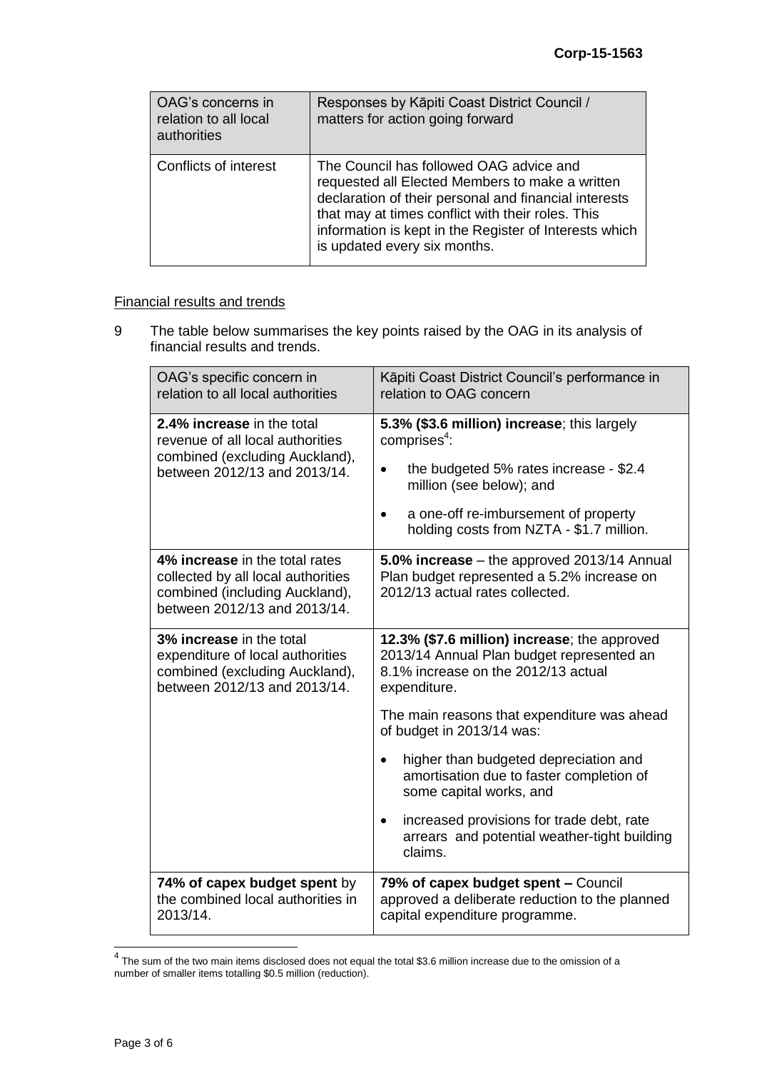| OAG's concerns in relation to all local authorities | Responses by Kāpiti Coast District Council / matters for action going forward |
|---|---|
| Conflicts of interest | The Council has followed OAG advice and requested all Elected Members to make a written declaration of their personal and financial interests that may at times conflict with their roles. This information is kept in the Register of Interests which is updated every six months. |

Financial results and trends

9 The table below summarises the key points raised by the OAG in its analysis of financial results and trends.

| OAG's specific concern in relation to all local authorities | Kāpiti Coast District Council's performance in relation to OAG concern |
|---|---|
| **2.4% increase** in the total revenue of all local authorities combined (excluding Auckland), between 2012/13 and 2013/14. | **5.3% ($3.6 million) increase**; this largely comprises[4]:<br>• the budgeted 5% rates increase - $2.4 million (see below); and<br>• a one-off re-imbursement of property holding costs from NZTA - $1.7 million. |
| **4% increase** in the total rates collected by all local authorities combined (including Auckland), between 2012/13 and 2013/14. | **5.0% increase** – the approved 2013/14 Annual Plan budget represented a 5.2% increase on 2012/13 actual rates collected. |
| **3% increase** in the total expenditure of local authorities combined (excluding Auckland), between 2012/13 and 2013/14. | **12.3% ($7.6 million) increase**; the approved 2013/14 Annual Plan budget represented an 8.1% increase on the 2012/13 actual expenditure.<br>The main reasons that expenditure was ahead of budget in 2013/14 was:<br>• higher than budgeted depreciation and amortisation due to faster completion of some capital works, and<br>• increased provisions for trade debt, rate arrears and potential weather-tight building claims. |
| **74% of capex budget spent** by the combined local authorities in 2013/14. | **79% of capex budget spent –** Council approved a deliberate reduction to the planned capital expenditure programme. |

[4] The sum of the two main items disclosed does not equal the total $3.6 million increase due to the omission of a number of smaller items totalling $0.5 million (reduction).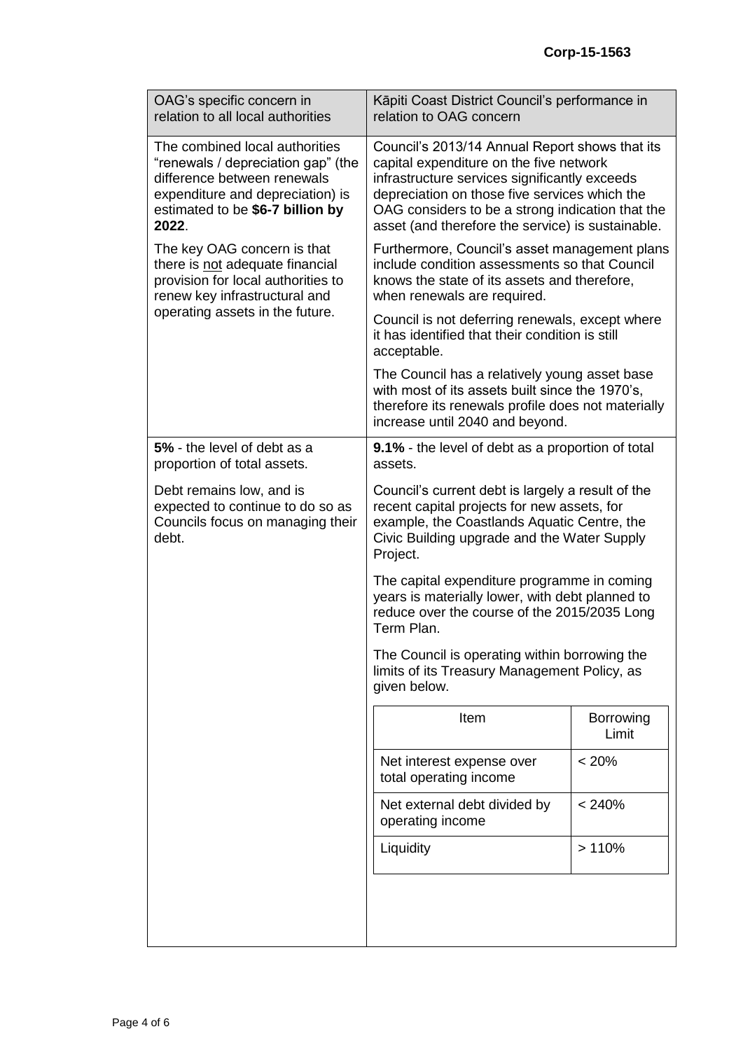Corp-15-1563

| OAG's specific concern in relation to all local authorities | Kāpiti Coast District Council's performance in relation to OAG concern |
|---|---|
| The combined local authorities "renewals / depreciation gap" (the difference between renewals expenditure and depreciation) is estimated to be **$6-7 billion by 2022**.<br><br>The key OAG concern is that there is not adequate financial provision for local authorities to renew key infrastructural and operating assets in the future. | Council's 2013/14 Annual Report shows that its capital expenditure on the five network infrastructure services significantly exceeds depreciation on those five services which the OAG considers to be a strong indication that the asset (and therefore the service) is sustainable.<br><br>Furthermore, Council's asset management plans include condition assessments so that Council knows the state of its assets and therefore, when renewals are required.<br><br>Council is not deferring renewals, except where it has identified that their condition is still acceptable.<br><br>The Council has a relatively young asset base with most of its assets built since the 1970's, therefore its renewals profile does not materially increase until 2040 and beyond. |
| **5%** - the level of debt as a proportion of total assets.<br><br>Debt remains low, and is expected to continue to do so as Councils focus on managing their debt. | **9.1%** - the level of debt as a proportion of total assets.<br><br>Council's current debt is largely a result of the recent capital projects for new assets, for example, the Coastlands Aquatic Centre, the Civic Building upgrade and the Water Supply Project.<br><br>The capital expenditure programme in coming years is materially lower, with debt planned to reduce over the course of the 2015/2035 Long Term Plan.<br><br>The Council is operating within borrowing the limits of its Treasury Management Policy, as given below. |

| Item | Borrowing Limit |
|---|---|
| Net interest expense over total operating income | < 20% |
| Net external debt divided by operating income | < 240% |
| Liquidity | > 110% |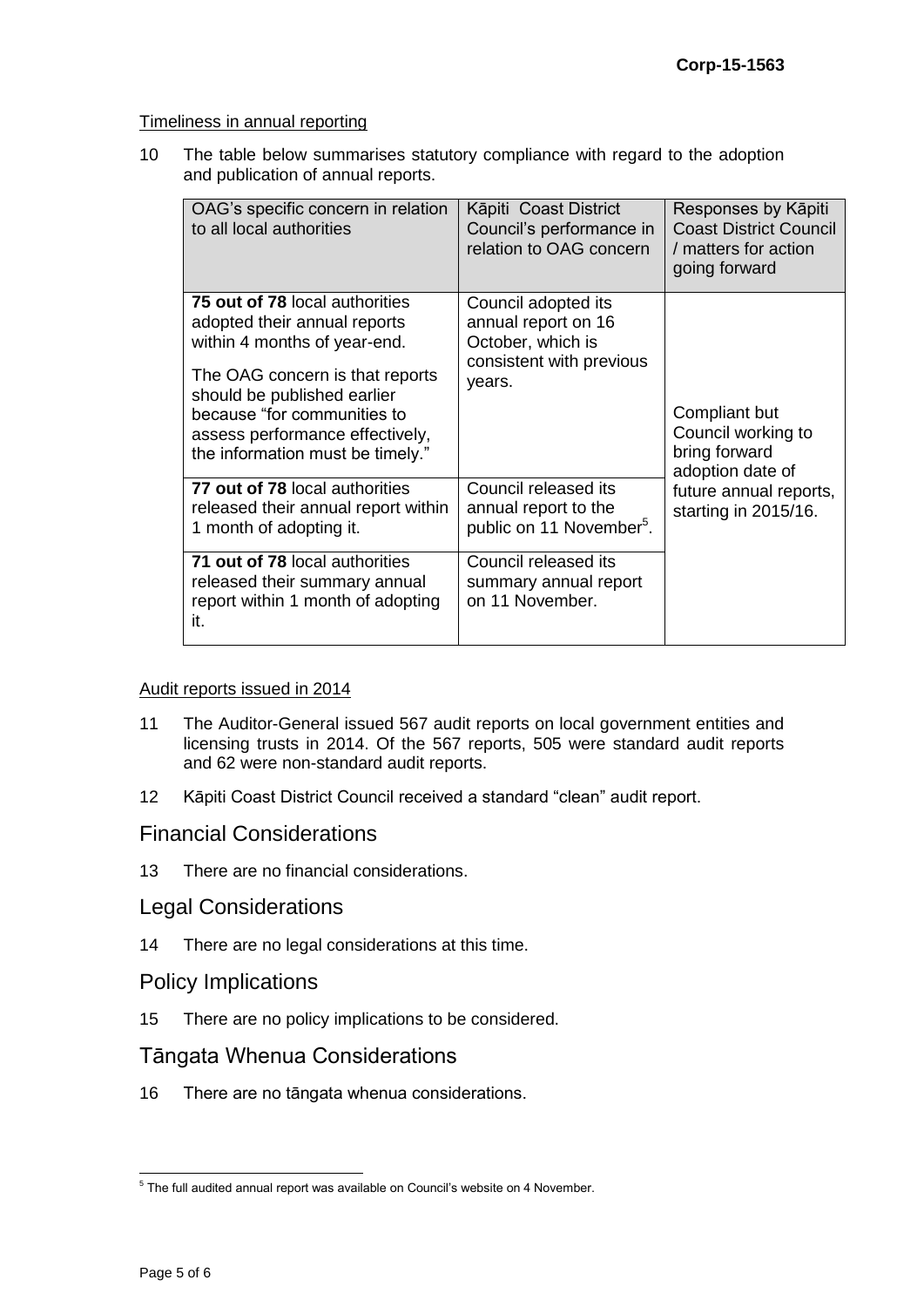Timeliness in annual reporting

10 The table below summarises statutory compliance with regard to the adoption and publication of annual reports.

| OAG's specific concern in relation to all local authorities | Kāpiti Coast District Council's performance in relation to OAG concern | Responses by Kāpiti Coast District Council / matters for action going forward |
|---|---|---|
| **75 out of 78** local authorities adopted their annual reports within 4 months of year-end.<br><br>The OAG concern is that reports should be published earlier because "for communities to assess performance effectively, the information must be timely." | Council adopted its annual report on 16 October, which is consistent with previous years. | Compliant but Council working to bring forward adoption date of future annual reports, starting in 2015/16. |
| **77 out of 78** local authorities released their annual report within 1 month of adopting it. | Council released its annual report to the public on 11 November[5]. | |
| **71 out of 78** local authorities released their summary annual report within 1 month of adopting it. | Council released its summary annual report on 11 November. | |

Audit reports issued in 2014

11 The Auditor-General issued 567 audit reports on local government entities and licensing trusts in 2014. Of the 567 reports, 505 were standard audit reports and 62 were non-standard audit reports.

12 Kāpiti Coast District Council received a standard "clean" audit report.

## Financial Considerations

13 There are no financial considerations.

## Legal Considerations

14 There are no legal considerations at this time.

## Policy Implications

15 There are no policy implications to be considered.

## Tāngata Whenua Considerations

16 There are no tāngata whenua considerations.

[5] The full audited annual report was available on Council's website on 4 November.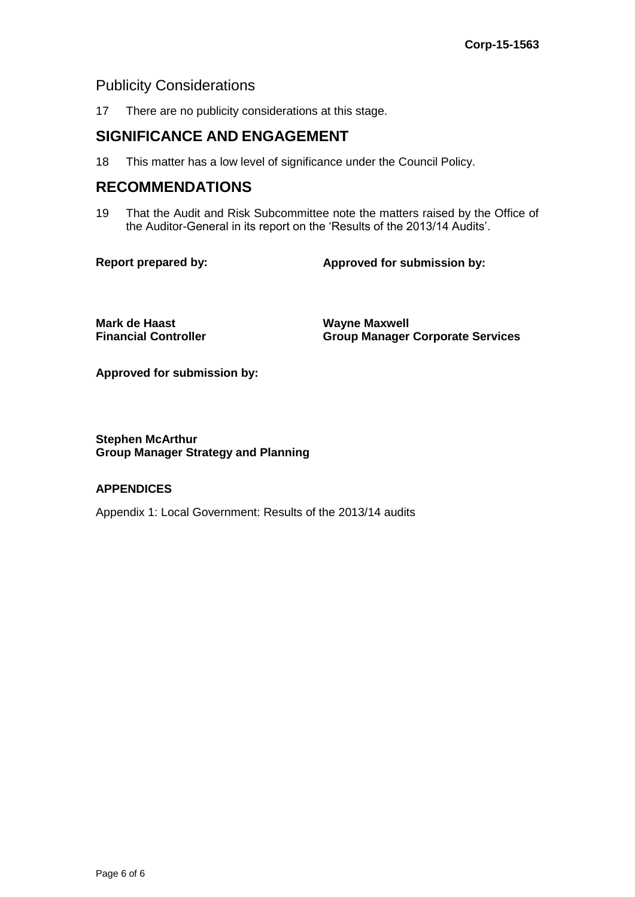## Publicity Considerations

17 There are no publicity considerations at this stage.

# SIGNIFICANCE AND ENGAGEMENT

18 This matter has a low level of significance under the Council Policy.

# RECOMMENDATIONS

19 That the Audit and Risk Subcommittee note the matters raised by the Office of the Auditor-General in its report on the 'Results of the 2013/14 Audits'.

| | |
|---|---|
| **Report prepared by:** | **Approved for submission by:** |
| **Mark de Haast**<br>**Financial Controller** | **Wayne Maxwell**<br>**Group Manager Corporate Services** |

**Approved for submission by:**

**Stephen McArthur**
**Group Manager Strategy and Planning**

**APPENDICES**

Appendix 1: Local Government: Results of the 2013/14 audits